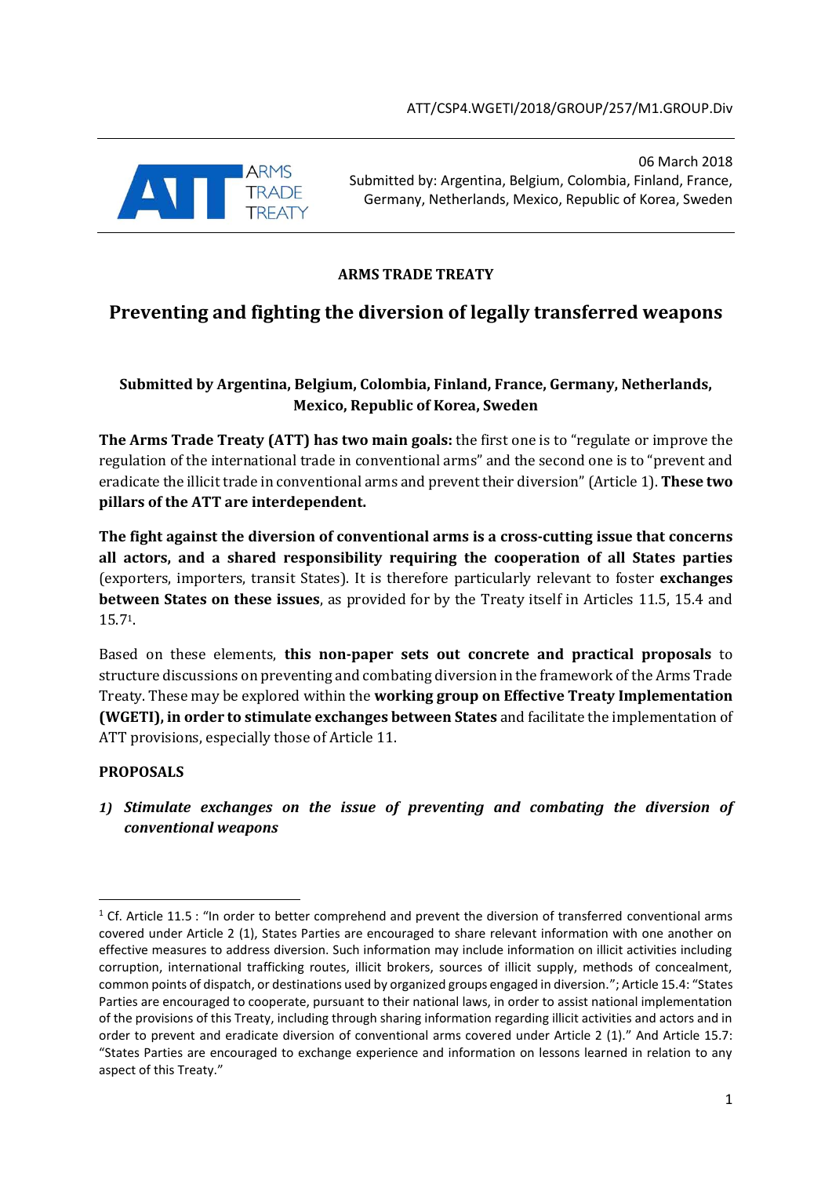ATT/CSP4.WGETI/2018/GROUP/257/M1.GROUP.Div

06 March 2018
Submitted by: Argentina, Belgium, Colombia, Finland, France, Germany, Netherlands, Mexico, Republic of Korea, Sweden

**ARMS TRADE TREATY**

# Preventing and fighting the diversion of legally transferred weapons

**Submitted by Argentina, Belgium, Colombia, Finland, France, Germany, Netherlands, Mexico, Republic of Korea, Sweden**

**The Arms Trade Treaty (ATT) has two main goals:** the first one is to "regulate or improve the regulation of the international trade in conventional arms" and the second one is to "prevent and eradicate the illicit trade in conventional arms and prevent their diversion" (Article 1). **These two pillars of the ATT are interdependent.**

**The fight against the diversion of conventional arms is a cross-cutting issue that concerns all actors, and a shared responsibility requiring the cooperation of all States parties** (exporters, importers, transit States). It is therefore particularly relevant to foster **exchanges between States on these issues**, as provided for by the Treaty itself in Articles 11.5, 15.4 and 15.7[1].

Based on these elements, **this non-paper sets out concrete and practical proposals** to structure discussions on preventing and combating diversion in the framework of the Arms Trade Treaty. These may be explored within the **working group on Effective Treaty Implementation (WGETI), in order to stimulate exchanges between States** and facilitate the implementation of ATT provisions, especially those of Article 11.

**PROPOSALS**

***1) Stimulate exchanges on the issue of preventing and combating the diversion of conventional weapons***

[1] Cf. Article 11.5 : "In order to better comprehend and prevent the diversion of transferred conventional arms covered under Article 2 (1), States Parties are encouraged to share relevant information with one another on effective measures to address diversion. Such information may include information on illicit activities including corruption, international trafficking routes, illicit brokers, sources of illicit supply, methods of concealment, common points of dispatch, or destinations used by organized groups engaged in diversion."; Article 15.4: "States Parties are encouraged to cooperate, pursuant to their national laws, in order to assist national implementation of the provisions of this Treaty, including through sharing information regarding illicit activities and actors and in order to prevent and eradicate diversion of conventional arms covered under Article 2 (1)." And Article 15.7: "States Parties are encouraged to exchange experience and information on lessons learned in relation to any aspect of this Treaty."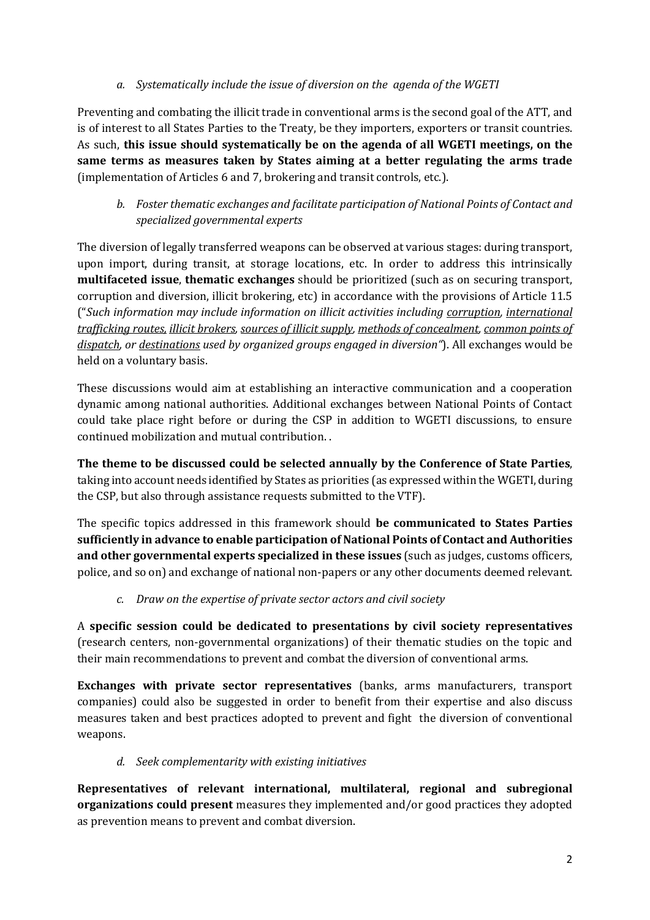*a. Systematically include the issue of diversion on the agenda of the WGETI*

Preventing and combating the illicit trade in conventional arms is the second goal of the ATT, and is of interest to all States Parties to the Treaty, be they importers, exporters or transit countries. As such, **this issue should systematically be on the agenda of all WGETI meetings, on the same terms as measures taken by States aiming at a better regulating the arms trade** (implementation of Articles 6 and 7, brokering and transit controls, etc.).

*b. Foster thematic exchanges and facilitate participation of National Points of Contact and specialized governmental experts*

The diversion of legally transferred weapons can be observed at various stages: during transport, upon import, during transit, at storage locations, etc. In order to address this intrinsically **multifaceted issue**, **thematic exchanges** should be prioritized (such as on securing transport, corruption and diversion, illicit brokering, etc) in accordance with the provisions of Article 11.5 ("*Such information may include information on illicit activities including <u>corruption</u>, <u>international trafficking routes</u>, <u>illicit brokers</u>, <u>sources of illicit supply</u>, <u>methods of concealment</u>, <u>common points of dispatch</u>, or <u>destinations</u> used by organized groups engaged in diversion"*). All exchanges would be held on a voluntary basis.

These discussions would aim at establishing an interactive communication and a cooperation dynamic among national authorities. Additional exchanges between National Points of Contact could take place right before or during the CSP in addition to WGETI discussions, to ensure continued mobilization and mutual contribution. .

**The theme to be discussed could be selected annually by the Conference of State Parties**, taking into account needs identified by States as priorities (as expressed within the WGETI, during the CSP, but also through assistance requests submitted to the VTF).

The specific topics addressed in this framework should **be communicated to States Parties sufficiently in advance to enable participation of National Points of Contact and Authorities and other governmental experts specialized in these issues** (such as judges, customs officers, police, and so on) and exchange of national non-papers or any other documents deemed relevant.

*c. Draw on the expertise of private sector actors and civil society*

A **specific session could be dedicated to presentations by civil society representatives** (research centers, non-governmental organizations) of their thematic studies on the topic and their main recommendations to prevent and combat the diversion of conventional arms.

**Exchanges with private sector representatives** (banks, arms manufacturers, transport companies) could also be suggested in order to benefit from their expertise and also discuss measures taken and best practices adopted to prevent and fight the diversion of conventional weapons.

*d. Seek complementarity with existing initiatives*

**Representatives of relevant international, multilateral, regional and subregional organizations could present** measures they implemented and/or good practices they adopted as prevention means to prevent and combat diversion.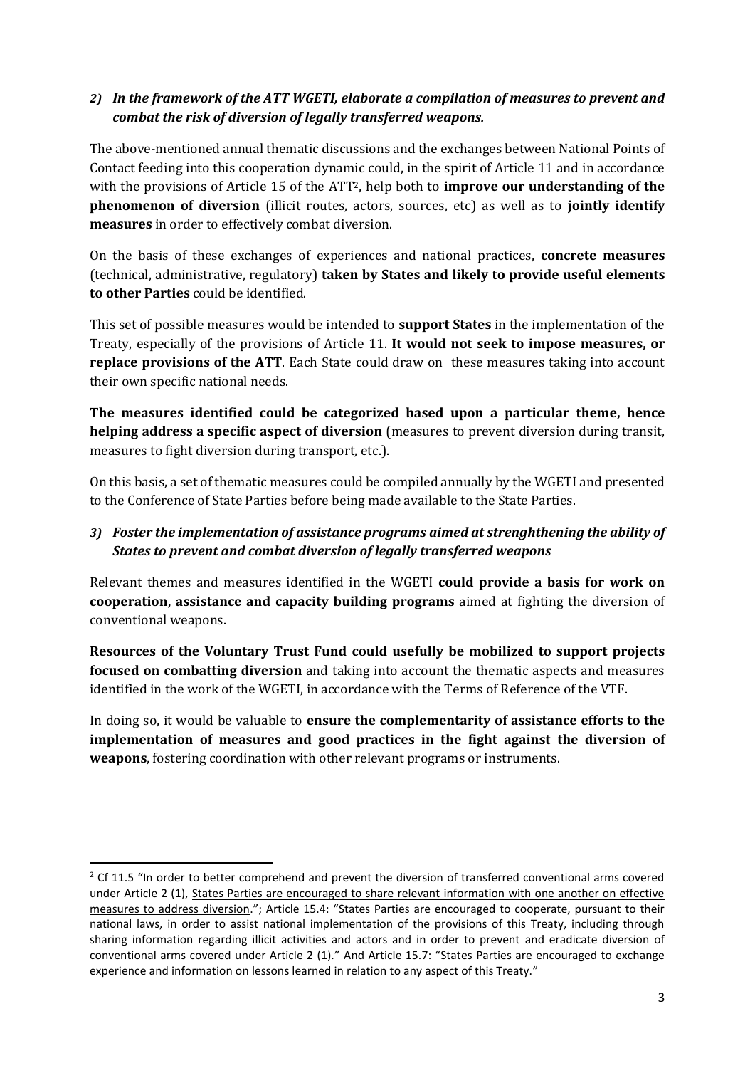### *2) In the framework of the ATT WGETI, elaborate a compilation of measures to prevent and combat the risk of diversion of legally transferred weapons.*

The above-mentioned annual thematic discussions and the exchanges between National Points of Contact feeding into this cooperation dynamic could, in the spirit of Article 11 and in accordance with the provisions of Article 15 of the ATT[2], help both to **improve our understanding of the phenomenon of diversion** (illicit routes, actors, sources, etc) as well as to **jointly identify measures** in order to effectively combat diversion.

On the basis of these exchanges of experiences and national practices, **concrete measures** (technical, administrative, regulatory) **taken by States and likely to provide useful elements to other Parties** could be identified.

This set of possible measures would be intended to **support States** in the implementation of the Treaty, especially of the provisions of Article 11. **It would not seek to impose measures, or replace provisions of the ATT**. Each State could draw on these measures taking into account their own specific national needs.

**The measures identified could be categorized based upon a particular theme, hence helping address a specific aspect of diversion** (measures to prevent diversion during transit, measures to fight diversion during transport, etc.).

On this basis, a set of thematic measures could be compiled annually by the WGETI and presented to the Conference of State Parties before being made available to the State Parties.

### *3) Foster the implementation of assistance programs aimed at strenghthening the ability of States to prevent and combat diversion of legally transferred weapons*

Relevant themes and measures identified in the WGETI **could provide a basis for work on cooperation, assistance and capacity building programs** aimed at fighting the diversion of conventional weapons.

**Resources of the Voluntary Trust Fund could usefully be mobilized to support projects focused on combatting diversion** and taking into account the thematic aspects and measures identified in the work of the WGETI, in accordance with the Terms of Reference of the VTF.

In doing so, it would be valuable to **ensure the complementarity of assistance efforts to the implementation of measures and good practices in the fight against the diversion of weapons**, fostering coordination with other relevant programs or instruments.

---

[2] Cf 11.5 "In order to better comprehend and prevent the diversion of transferred conventional arms covered under Article 2 (1), States Parties are encouraged to share relevant information with one another on effective measures to address diversion."; Article 15.4: "States Parties are encouraged to cooperate, pursuant to their national laws, in order to assist national implementation of the provisions of this Treaty, including through sharing information regarding illicit activities and actors and in order to prevent and eradicate diversion of conventional arms covered under Article 2 (1)." And Article 15.7: "States Parties are encouraged to exchange experience and information on lessons learned in relation to any aspect of this Treaty."